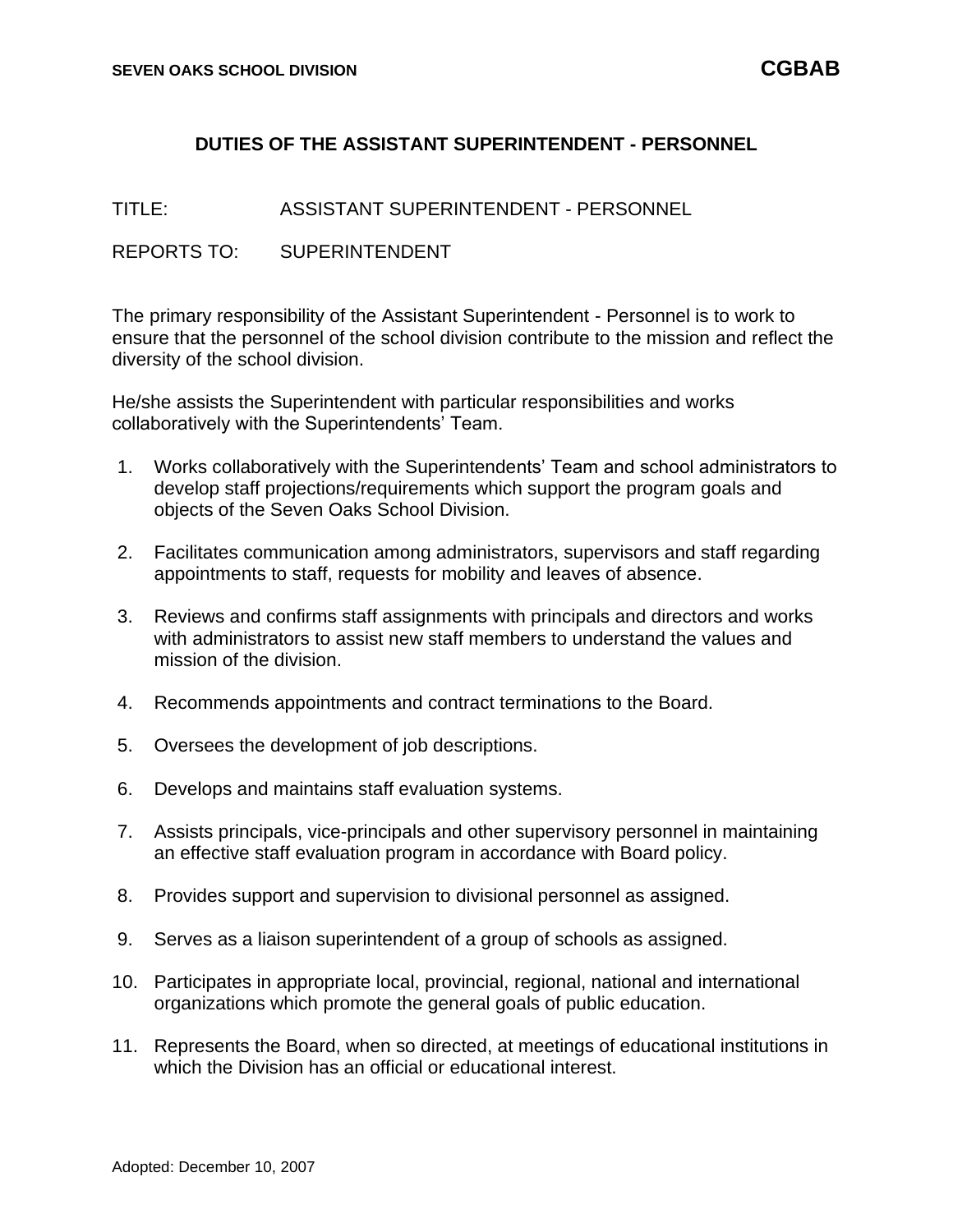SEVEN OAKS SCHOOL DIVISION **CGBAB**

## DUTIES OF THE ASSISTANT SUPERINTENDENT - PERSONNEL

TITLE: ASSISTANT SUPERINTENDENT - PERSONNEL

REPORTS TO: SUPERINTENDENT

The primary responsibility of the Assistant Superintendent - Personnel is to work to ensure that the personnel of the school division contribute to the mission and reflect the diversity of the school division.

He/she assists the Superintendent with particular responsibilities and works collaboratively with the Superintendents' Team.

1. Works collaboratively with the Superintendents' Team and school administrators to develop staff projections/requirements which support the program goals and objects of the Seven Oaks School Division.
2. Facilitates communication among administrators, supervisors and staff regarding appointments to staff, requests for mobility and leaves of absence.
3. Reviews and confirms staff assignments with principals and directors and works with administrators to assist new staff members to understand the values and mission of the division.
4. Recommends appointments and contract terminations to the Board.
5. Oversees the development of job descriptions.
6. Develops and maintains staff evaluation systems.
7. Assists principals, vice-principals and other supervisory personnel in maintaining an effective staff evaluation program in accordance with Board policy.
8. Provides support and supervision to divisional personnel as assigned.
9. Serves as a liaison superintendent of a group of schools as assigned.
10. Participates in appropriate local, provincial, regional, national and international organizations which promote the general goals of public education.
11. Represents the Board, when so directed, at meetings of educational institutions in which the Division has an official or educational interest.

Adopted: December 10, 2007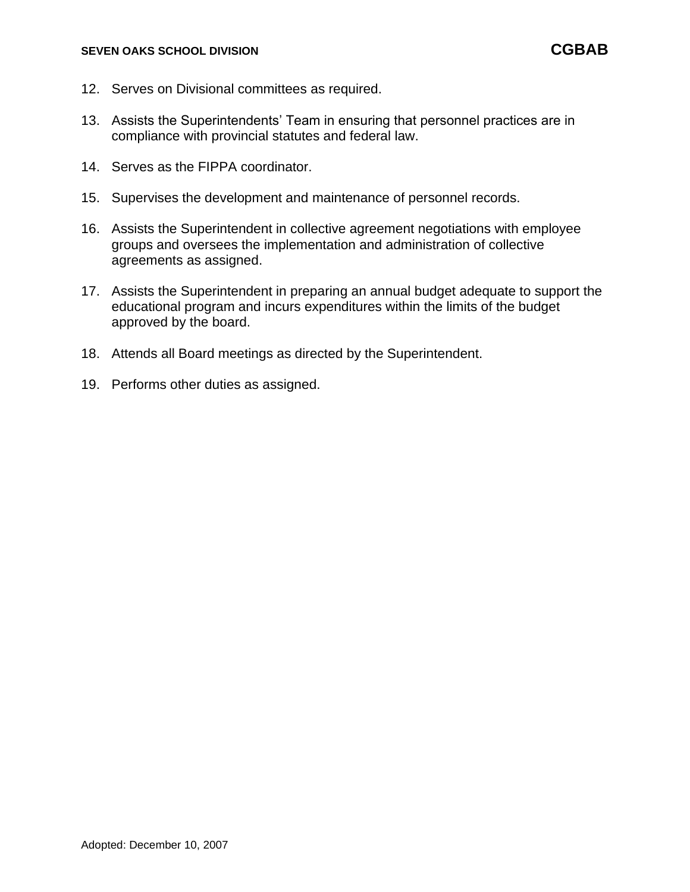12. Serves on Divisional committees as required.

13. Assists the Superintendents' Team in ensuring that personnel practices are in compliance with provincial statutes and federal law.

14. Serves as the FIPPA coordinator.

15. Supervises the development and maintenance of personnel records.

16. Assists the Superintendent in collective agreement negotiations with employee groups and oversees the implementation and administration of collective agreements as assigned.

17. Assists the Superintendent in preparing an annual budget adequate to support the educational program and incurs expenditures within the limits of the budget approved by the board.

18. Attends all Board meetings as directed by the Superintendent.

19. Performs other duties as assigned.

Adopted: December 10, 2007